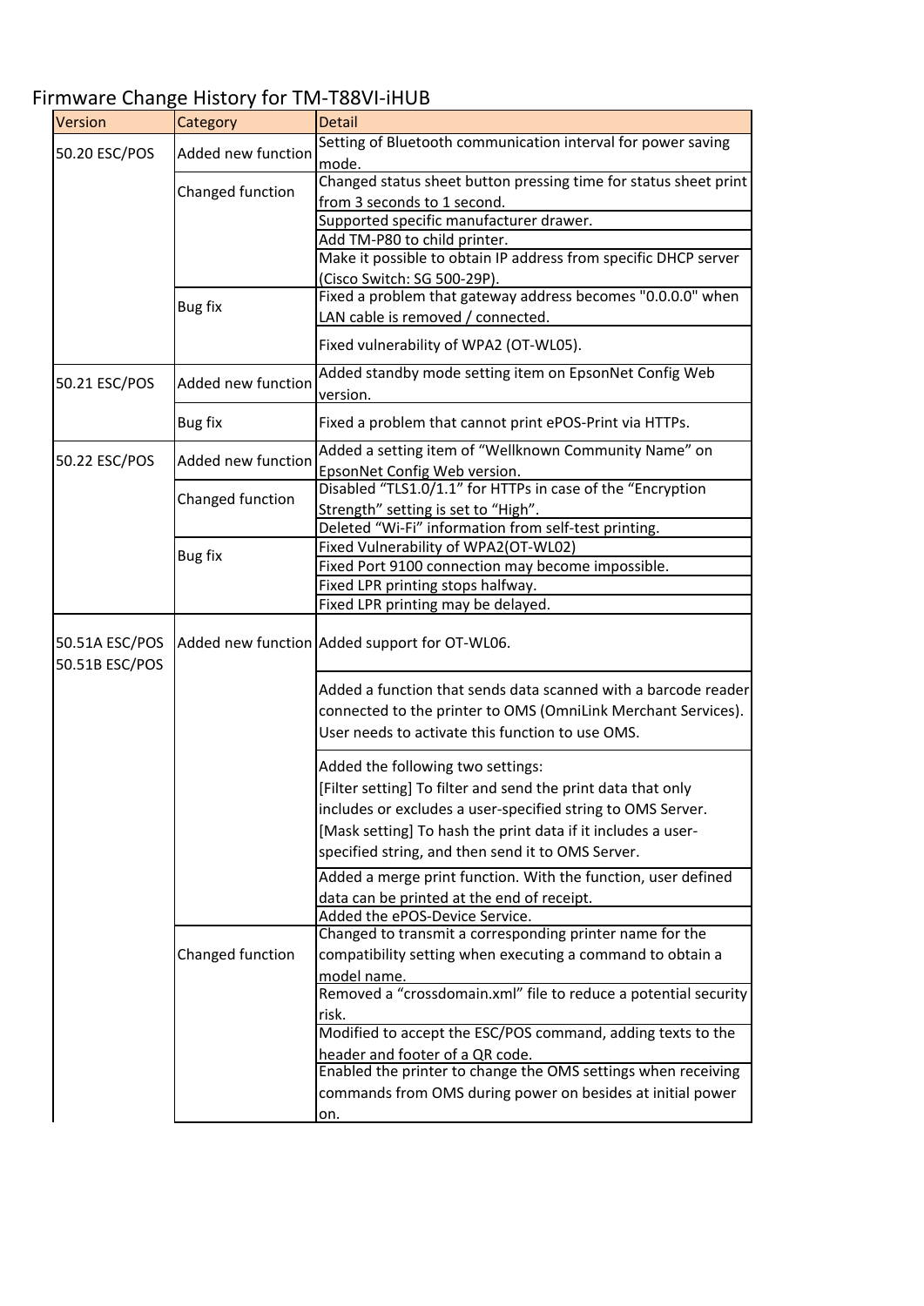# Firmware Change History for TM-T88VI-iHUB

| Version | Category | Detail |
|---|---|---|
| 50.20 ESC/POS | Added new function | Setting of Bluetooth communication interval for power saving mode. |
| | Changed function | Changed status sheet button pressing time for status sheet print from 3 seconds to 1 second. |
| | | Supported specific manufacturer drawer. |
| | | Add TM-P80 to child printer. |
| | | Make it possible to obtain IP address from specific DHCP server (Cisco Switch: SG 500-29P). |
| | Bug fix | Fixed a problem that gateway address becomes "0.0.0.0" when LAN cable is removed / connected. |
| | | Fixed vulnerability of WPA2 (OT-WL05). |
| 50.21 ESC/POS | Added new function | Added standby mode setting item on EpsonNet Config Web version. |
| | Bug fix | Fixed a problem that cannot print ePOS-Print via HTTPs. |
| 50.22 ESC/POS | Added new function | Added a setting item of “Wellknown Community Name” on EpsonNet Config Web version. |
| | Changed function | Disabled “TLS1.0/1.1” for HTTPs in case of the “Encryption Strength” setting is set to “High”. |
| | | Deleted “Wi-Fi” information from self-test printing. |
| | Bug fix | Fixed Vulnerability of WPA2(OT-WL02) |
| | | Fixed Port 9100 connection may become impossible. |
| | | Fixed LPR printing stops halfway. |
| | | Fixed LPR printing may be delayed. |
| 50.51A ESC/POS<br>50.51B ESC/POS | Added new function | Added support for OT-WL06. |
| | | Added a function that sends data scanned with a barcode reader connected to the printer to OMS (OmniLink Merchant Services). User needs to activate this function to use OMS. |
| | | Added the following two settings:<br>[Filter setting] To filter and send the print data that only includes or excludes a user-specified string to OMS Server.<br>[Mask setting] To hash the print data if it includes a user-specified string, and then send it to OMS Server. |
| | | Added a merge print function. With the function, user defined data can be printed at the end of receipt. |
| | | Added the ePOS-Device Service. |
| | Changed function | Changed to transmit a corresponding printer name for the compatibility setting when executing a command to obtain a model name. |
| | | Removed a “crossdomain.xml” file to reduce a potential security risk. |
| | | Modified to accept the ESC/POS command, adding texts to the header and footer of a QR code. |
| | | Enabled the printer to change the OMS settings when receiving commands from OMS during power on besides at initial power on. |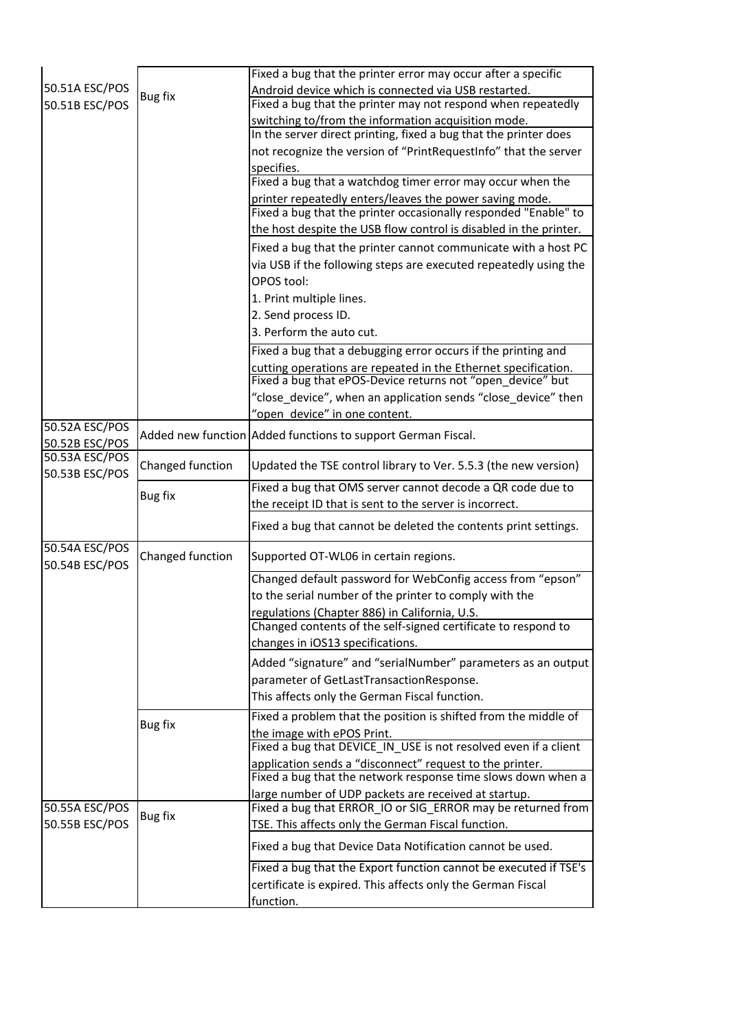| | | |
|---|---|---|
| 50.51A ESC/POS<br>50.51B ESC/POS | Bug fix | Fixed a bug that the printer error may occur after a specific Android device which is connected via USB restarted. |
| | | Fixed a bug that the printer may not respond when repeatedly switching to/from the information acquisition mode. |
| | | In the server direct printing, fixed a bug that the printer does not recognize the version of "PrintRequestInfo" that the server specifies. |
| | | Fixed a bug that a watchdog timer error may occur when the printer repeatedly enters/leaves the power saving mode. |
| | | Fixed a bug that the printer occasionally responded "Enable" to the host despite the USB flow control is disabled in the printer. |
| | | Fixed a bug that the printer cannot communicate with a host PC via USB if the following steps are executed repeatedly using the OPOS tool:<br>1. Print multiple lines.<br>2. Send process ID.<br>3. Perform the auto cut. |
| | | Fixed a bug that a debugging error occurs if the printing and cutting operations are repeated in the Ethernet specification. |
| | | Fixed a bug that ePOS-Device returns not "open_device" but "close_device", when an application sends "close_device" then "open_device" in one content. |
| 50.52A ESC/POS<br>50.52B ESC/POS | Added new function | Added functions to support German Fiscal. |
| 50.53A ESC/POS<br>50.53B ESC/POS | Changed function | Updated the TSE control library to Ver. 5.5.3 (the new version) |
| | Bug fix | Fixed a bug that OMS server cannot decode a QR code due to the receipt ID that is sent to the server is incorrect. |
| | | Fixed a bug that cannot be deleted the contents print settings. |
| 50.54A ESC/POS<br>50.54B ESC/POS | Changed function | Supported OT-WL06 in certain regions. |
| | | Changed default password for WebConfig access from "epson" to the serial number of the printer to comply with the regulations (Chapter 886) in California, U.S. |
| | | Changed contents of the self-signed certificate to respond to changes in iOS13 specifications. |
| | | Added "signature" and "serialNumber" parameters as an output parameter of GetLastTransactionResponse.<br>This affects only the German Fiscal function. |
| | Bug fix | Fixed a problem that the position is shifted from the middle of the image with ePOS Print. |
| | | Fixed a bug that DEVICE_IN_USE is not resolved even if a client application sends a "disconnect" request to the printer. |
| | | Fixed a bug that the network response time slows down when a large number of UDP packets are received at startup. |
| 50.55A ESC/POS<br>50.55B ESC/POS | Bug fix | Fixed a bug that ERROR_IO or SIG_ERROR may be returned from TSE. This affects only the German Fiscal function. |
| | | Fixed a bug that Device Data Notification cannot be used. |
| | | Fixed a bug that the Export function cannot be executed if TSE's certificate is expired. This affects only the German Fiscal function. |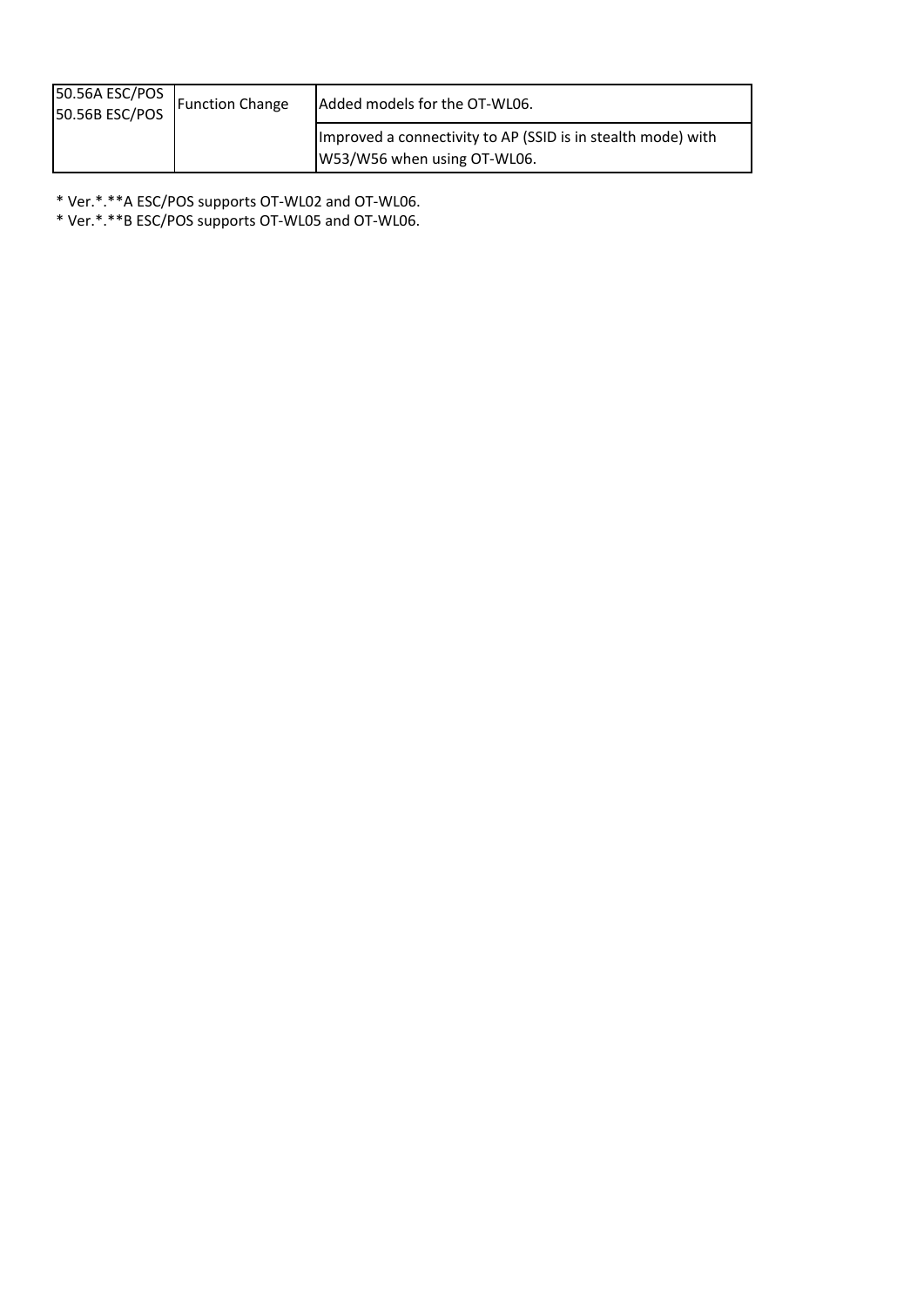| | | |
|---|---|---|
| 50.56A ESC/POS<br>50.56B ESC/POS | Function Change | Added models for the OT-WL06. |
| | | Improved a connectivity to AP (SSID is in stealth mode) with W53/W56 when using OT-WL06. |

* Ver.*.**A ESC/POS supports OT-WL02 and OT-WL06.
* Ver.*.**B ESC/POS supports OT-WL05 and OT-WL06.